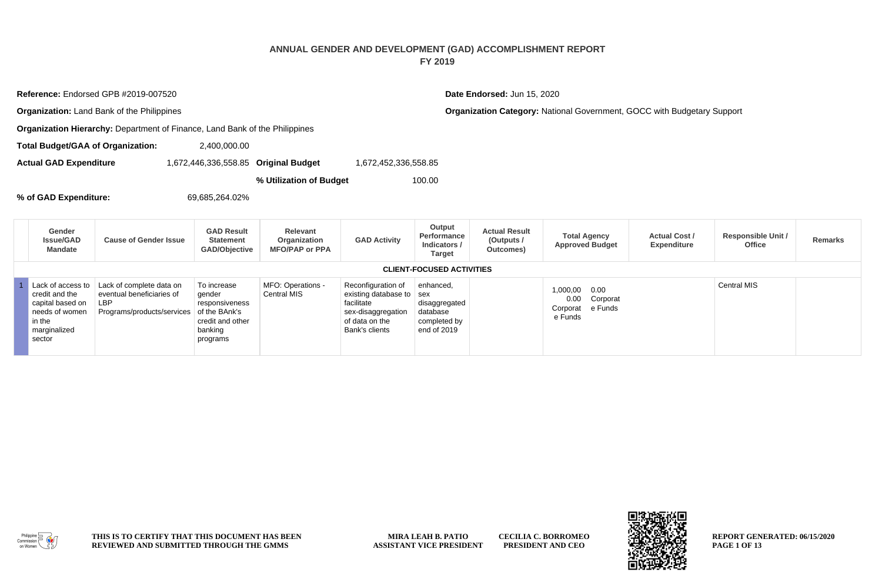# ANNUAL GENDER AND DEVELOPMENT (GAD) ACCOMPLISHMENT REPORT
## FY 2019

**Reference:** Endorsed GPB #2019-007520

**Date Endorsed:** Jun 15, 2020

**Organization:** Land Bank of the Philippines

**Organization Category:** National Government, GOCC with Budgetary Support

**Organization Hierarchy:** Department of Finance, Land Bank of the Philippines

**Total Budget/GAA of Organization:** 2,400,000.00

**Actual GAD Expenditure** 1,672,446,336,558.85 **Original Budget** 1,672,452,336,558.85

**% Utilization of Budget** 100.00

**% of GAD Expenditure:** 69,685,264.02%

| | Gender Issue/GAD Mandate | Cause of Gender Issue | GAD Result Statement GAD/Objective | Relevant Organization MFO/PAP or PPA | GAD Activity | Output Performance Indicators / Target | Actual Result (Outputs / Outcomes) | Total Agency Approved Budget | Actual Cost / Expenditure | Responsible Unit / Office | Remarks |
|---|---|---|---|---|---|---|---|---|---|---|---|
| **CLIENT-FOCUSED ACTIVITIES** | | | | | | | | | | | |
| 1 | Lack of access to credit and the capital based on needs of women in the marginalized sector | Lack of complete data on eventual beneficiaries of LBP Programs/products/services | To increase gender responsiveness of the BAnk's credit and other banking programs | MFO: Operations - Central MIS | Reconfiguration of existing database to facilitate sex-disaggregation of data on the Bank's clients | enhanced, sex disaggregated database completed by end of 2019 | | 1,000,000.00 Corporate Funds | 0.00 Corporate Funds | Central MIS | |

THIS IS TO CERTIFY THAT THIS DOCUMENT HAS BEEN REVIEWED AND SUBMITTED THROUGH THE GMMS

MIRA LEAH B. PATIO
ASSISTANT VICE PRESIDENT

CECILIA C. BORROMEO
PRESIDENT AND CEO

REPORT GENERATED: 06/15/2020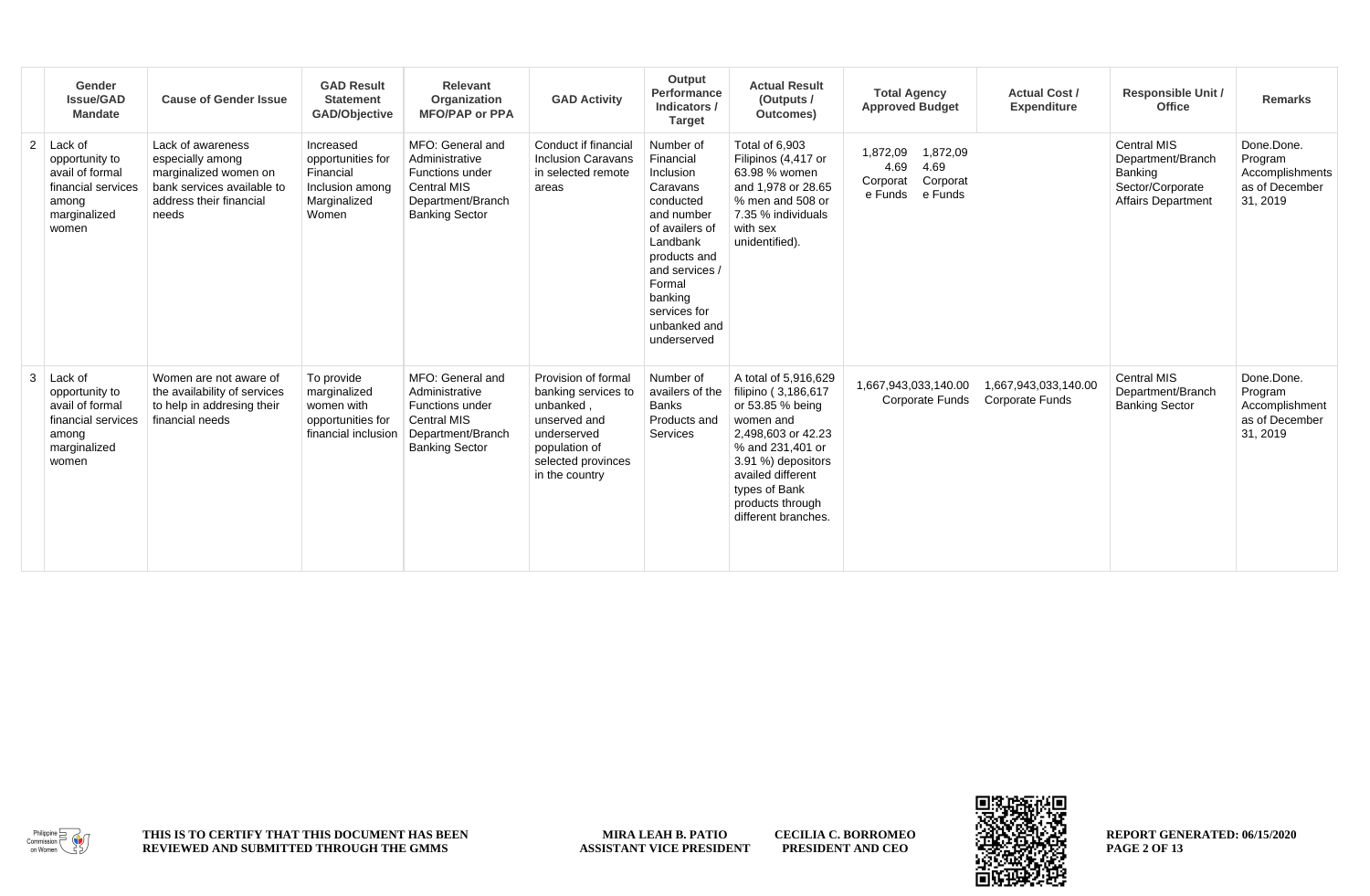| | Gender Issue/GAD Mandate | Cause of Gender Issue | GAD Result Statement GAD/Objective | Relevant Organization MFO/PAP or PPA | GAD Activity | Output Performance Indicators / Target | Actual Result (Outputs / Outcomes) | Total Agency Approved Budget | Actual Cost / Expenditure | Responsible Unit / Office | Remarks |
|---|---|---|---|---|---|---|---|---|---|---|---|
| 2 | Lack of opportunity to avail of formal financial services among marginalized women | Lack of awareness especially among marginalized women on bank services available to address their financial needs | Increased opportunities for Financial Inclusion among Marginalized Women | MFO: General and Administrative Functions under Central MIS Department/Branch Banking Sector | Conduct if financial Inclusion Caravans in selected remote areas | Number of Financial Inclusion Caravans conducted and number of availers of Landbank products and and services / Formal banking services for unbanked and underserved | Total of 6,903 Filipinos (4,417 or 63.98 % women and 1,978 or 28.65 % men and 508 or 7.35 % individuals with sex unidentified). | 1,872,094.69 Corporate Funds | 1,872,094.69 Corporate Funds | Central MIS Department/Branch Banking Sector/Corporate Affairs Department | Done.Done. Program Accomplishments as of December 31, 2019 |
| 3 | Lack of opportunity to avail of formal financial services among marginalized women | Women are not aware of the availability of services to help in addresing their financial needs | To provide marginalized women with opportunities for financial inclusion | MFO: General and Administrative Functions under Central MIS Department/Branch Banking Sector | Provision of formal banking services to unbanked , unserved and underserved population of selected provinces in the country | Number of availers of the Banks Products and Services | A total of 5,916,629 filipino ( 3,186,617 or 53.85 % being women and 2,498,603 or 42.23 % and 231,401 or 3.91 %) depositors availed different types of Bank products through different branches. | 1,667,943,033,140.00 Corporate Funds | 1,667,943,033,140.00 Corporate Funds | Central MIS Department/Branch Banking Sector | Done.Done. Program Accomplishment as of December 31, 2019 |

**THIS IS TO CERTIFY THAT THIS DOCUMENT HAS BEEN REVIEWED AND SUBMITTED THROUGH THE GMMS**

**MIRA LEAH B. PATIO**
**ASSISTANT VICE PRESIDENT**

**CECILIA C. BORROMEO**
**PRESIDENT AND CEO**

**REPORT GENERATED: 06/15/2020**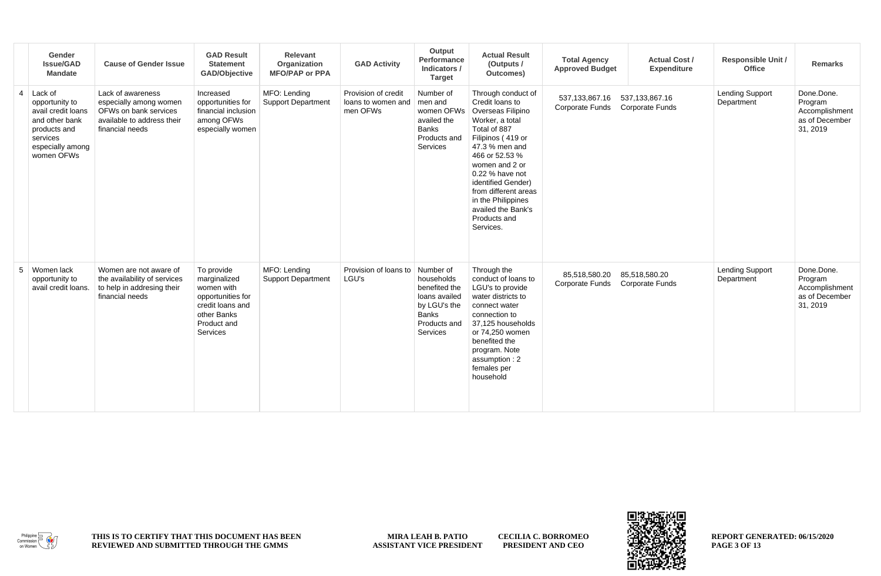| | Gender Issue/GAD Mandate | Cause of Gender Issue | GAD Result Statement GAD/Objective | Relevant Organization MFO/PAP or PPA | GAD Activity | Output Performance Indicators / Target | Actual Result (Outputs / Outcomes) | Total Agency Approved Budget | Actual Cost / Expenditure | Responsible Unit / Office | Remarks |
|---|---|---|---|---|---|---|---|---|---|---|---|
| 4 | Lack of opportunity to avail credit loans and other bank products and services especially among women OFWs | Lack of awareness especially among women OFWs on bank services available to address their financial needs | Increased opportunities for financial inclusion among OFWs especially women | MFO: Lending Support Department | Provision of credit loans to women and men OFWs | Number of men and women OFWs availed the Banks Products and Services | Through conduct of Credit loans to Overseas Filipino Worker, a total Total of 887 Filipinos ( 419 or 47.3 % men and 466 or 52.53 % women and 2 or 0.22 % have not identified Gender) from different areas in the Philippines availed the Bank's Products and Services. | 537,133,867.16 Corporate Funds | 537,133,867.16 Corporate Funds | Lending Support Department | Done.Done. Program Accomplishment as of December 31, 2019 |
| 5 | Women lack opportunity to avail credit loans. | Women are not aware of the availability of services to help in addresing their financial needs | To provide marginalized women with opportunities for credit loans and other Banks Product and Services | MFO: Lending Support Department | Provision of loans to LGU's | Number of households benefited the loans availed by LGU's the Banks Products and Services | Through the conduct of loans to LGU's to provide water districts to connect water connection to 37,125 households or 74,250 women benefited the program. Note assumption : 2 females per household | 85,518,580.20 Corporate Funds | 85,518,580.20 Corporate Funds | Lending Support Department | Done.Done. Program Accomplishment as of December 31, 2019 |

**THIS IS TO CERTIFY THAT THIS DOCUMENT HAS BEEN REVIEWED AND SUBMITTED THROUGH THE GMMS**

**MIRA LEAH B. PATIO**
**ASSISTANT VICE PRESIDENT**

**CECILIA C. BORROMEO**
**PRESIDENT AND CEO**

**REPORT GENERATED: 06/15/2020**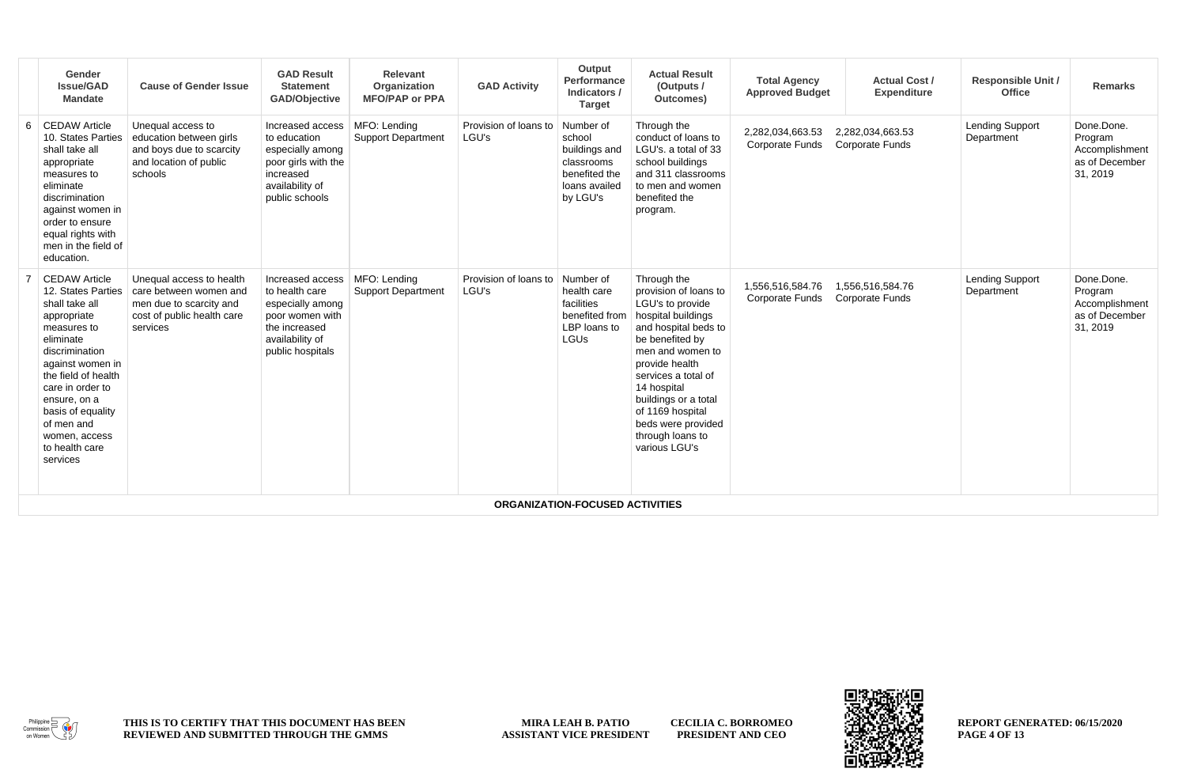| | Gender Issue/GAD Mandate | Cause of Gender Issue | GAD Result Statement GAD/Objective | Relevant Organization MFO/PAP or PPA | GAD Activity | Output Performance Indicators / Target | Actual Result (Outputs / Outcomes) | Total Agency Approved Budget | Actual Cost / Expenditure | Responsible Unit / Office | Remarks |
|---|---|---|---|---|---|---|---|---|---|---|---|
| 6 | CEDAW Article 10. States Parties shall take all appropriate measures to eliminate discrimination against women in order to ensure equal rights with men in the field of education. | Unequal access to education between girls and boys due to scarcity and location of public schools | Increased access to education especially among poor girls with the increased availability of public schools | MFO: Lending Support Department | Provision of loans to LGU's | Number of school buildings and classrooms benefited the loans availed by LGU's | Through the conduct of loans to LGU's. a total of 33 school buildings and 311 classrooms to men and women benefited the program. | 2,282,034,663.53 Corporate Funds | 2,282,034,663.53 Corporate Funds | Lending Support Department | Done.Done. Program Accomplishment as of December 31, 2019 |
| 7 | CEDAW Article 12. States Parties shall take all appropriate measures to eliminate discrimination against women in the field of health care in order to ensure, on a basis of equality of men and women, access to health care services | Unequal access to health care between women and men due to scarcity and cost of public health care services | Increased access to health care especially among poor women with the increased availability of public hospitals | MFO: Lending Support Department | Provision of loans to LGU's | Number of health care facilities benefited from LBP loans to LGUs | Through the provision of loans to LGU's to provide hospital buildings and hospital beds to be benefited by men and women to provide health services a total of 14 hospital buildings or a total of 1169 hospital beds were provided through loans to various LGU's | 1,556,516,584.76 Corporate Funds | 1,556,516,584.76 Corporate Funds | Lending Support Department | Done.Done. Program Accomplishment as of December 31, 2019 |
| **ORGANIZATION-FOCUSED ACTIVITIES** | | | | | | | | | | | |

THIS IS TO CERTIFY THAT THIS DOCUMENT HAS BEEN REVIEWED AND SUBMITTED THROUGH THE GMMS

MIRA LEAH B. PATIO
ASSISTANT VICE PRESIDENT

CECILIA C. BORROMEO
PRESIDENT AND CEO

REPORT GENERATED: 06/15/2020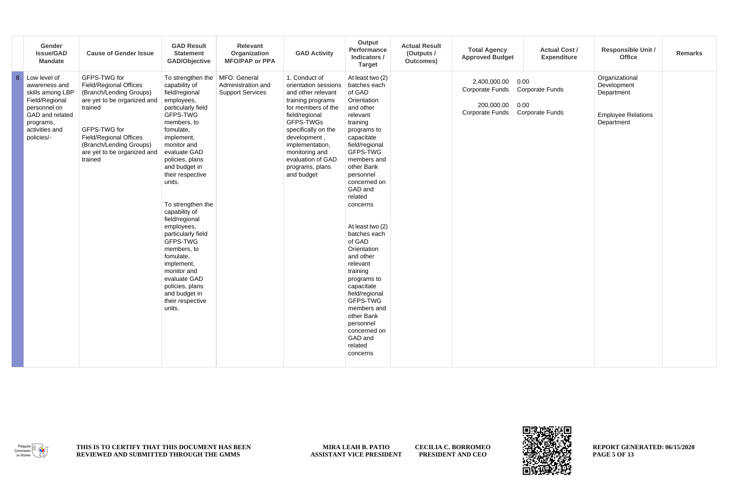| | Gender Issue/GAD Mandate | Cause of Gender Issue | GAD Result Statement GAD/Objective | Relevant Organization MFO/PAP or PPA | GAD Activity | Output Performance Indicators / Target | Actual Result (Outputs / Outcomes) | Total Agency Approved Budget | Actual Cost / Expenditure | Responsible Unit / Office | Remarks |
|---|---|---|---|---|---|---|---|---|---|---|---|
| 8 | Low level of awareness and skills among LBP Field/Regional personnel on GAD and related programs, activities and policies/- | GFPS-TWG for Field/Regional Offices (Branch/Lending Groups) are yet to be organized and trained<br><br>GFPS-TWG for Field/Regional Offices (Branch/Lending Groups) are yet to be organized and trained | To strengthen the capability of field/regional employees, particularly field GFPS-TWG members, to fomulate, implement, monitor and evaluate GAD policies, plans and budget in their respective units.<br><br>To strengthen the capability of field/regional employees, particularly field GFPS-TWG members, to fomulate, implement, monitor and evaluate GAD policies, plans and budget in their respective units. | MFO: General Administration and Support Services | 1. Conduct of orientation sessions and other relevant training programs for members of the field/regional GFPS-TWGs specifically on the development , implementation, monitoring and evaluation of GAD programs, plans and budget | At least two (2) batches each of GAD Orientation and other relevant training programs to capacitate field/regional GFPS-TWG members and other Bank personnel concerned on GAD and related concerns<br><br>At least two (2) batches each of GAD Orientation and other relevant training programs to capacitate field/regional GFPS-TWG members and other Bank personnel concerned on GAD and related concerns | | 2,400,000.00 Corporate Funds<br><br>200,000.00 Corporate Funds | 0.00 Corporate Funds<br><br>0.00 Corporate Funds | Organizational Development Department<br><br>Employee Relations Department | |

THIS IS TO CERTIFY THAT THIS DOCUMENT HAS BEEN REVIEWED AND SUBMITTED THROUGH THE GMMS

MIRA LEAH B. PATIO
ASSISTANT VICE PRESIDENT

CECILIA C. BORROMEO
PRESIDENT AND CEO

REPORT GENERATED: 06/15/2020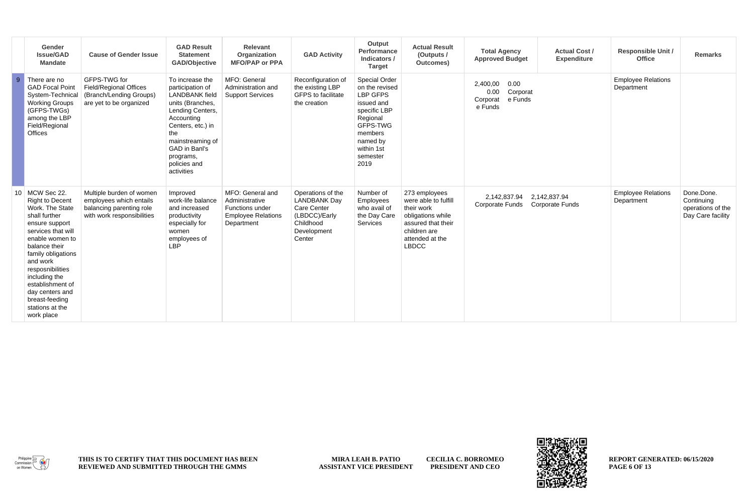| | Gender Issue/GAD Mandate | Cause of Gender Issue | GAD Result Statement GAD/Objective | Relevant Organization MFO/PAP or PPA | GAD Activity | Output Performance Indicators / Target | Actual Result (Outputs / Outcomes) | Total Agency Approved Budget | Actual Cost / Expenditure | Responsible Unit / Office | Remarks |
|---|---|---|---|---|---|---|---|---|---|---|---|
| 9 | There are no GAD Focal Point System-Technical Working Groups (GFPS-TWGs) among the LBP Field/Regional Offices | GFPS-TWG for Field/Regional Offices (Branch/Lending Groups) are yet to be organized | To increase the participation of LANDBANK field units (Branches, Lending Centers, Accounting Centers, etc.) in the mainstreaming of GAD in Banl's programs, policies and activities | MFO: General Administration and Support Services | Reconfiguration of the existing LBP GFPS to facilitate the creation | Special Order on the revised LBP GFPS issued and specific LBP Regional GFPS-TWG members named by within 1st semester 2019 | | 2,400,000.00 Corporate Funds | 0.00 Corporate Funds | Employee Relations Department | |
| 10 | MCW Sec 22. Right to Decent Work. The State shall further ensure support services that will enable women to balance their family obligations and work resposnibilities including the establishment of day centers and breast-feeding stations at the work place | Multiple burden of women employees which entails balancing parenting role with work responsibilities | Improved work-life balance and increased productivity especially for women employees of LBP | MFO: General and Administrative Functions under Employee Relations Department | Operations of the LANDBANK Day Care Center (LBDCC)/Early Childhood Development Center | Number of Employees who avail of the Day Care Services | 273 employees were able to fulfill their work obligations while assured that their children are attended at the LBDCC | 2,142,837.94 Corporate Funds | 2,142,837.94 Corporate Funds | Employee Relations Department | Done.Done. Continuing operations of the Day Care facility |

THIS IS TO CERTIFY THAT THIS DOCUMENT HAS BEEN REVIEWED AND SUBMITTED THROUGH THE GMMS

MIRA LEAH B. PATIO
ASSISTANT VICE PRESIDENT

CECILIA C. BORROMEO
PRESIDENT AND CEO

REPORT GENERATED: 06/15/2020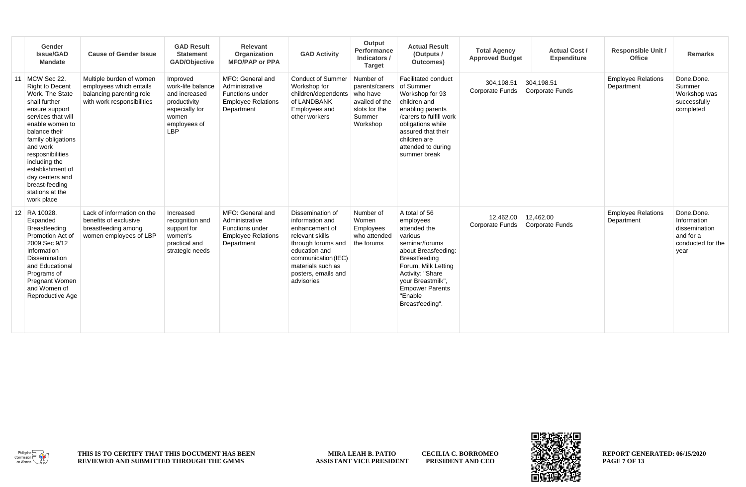| | Gender Issue/GAD Mandate | Cause of Gender Issue | GAD Result Statement GAD/Objective | Relevant Organization MFO/PAP or PPA | GAD Activity | Output Performance Indicators / Target | Actual Result (Outputs / Outcomes) | Total Agency Approved Budget | Actual Cost / Expenditure | Responsible Unit / Office | Remarks |
|---|---|---|---|---|---|---|---|---|---|---|---|
| 11 | MCW Sec 22. Right to Decent Work. The State shall further ensure support services that will enable women to balance their family obligations and work resposnibilities including the establishment of day centers and breast-feeding stations at the work place | Multiple burden of women employees which entails balancing parenting role with work responsibilities | Improved work-life balance and increased productivity especially for women employees of LBP | MFO: General and Administrative Functions under Employee Relations Department | Conduct of Summer Workshop for children/dependents of LANDBANK Employees and other workers | Number of parents/carers who have availed of the slots for the Summer Workshop | Facilitated conduct of Summer Workshop for 93 children and enabling parents /carers to fulfill work obligations while assured that their children are attended to during summer break | 304,198.51 Corporate Funds | 304,198.51 Corporate Funds | Employee Relations Department | Done.Done. Summer Workshop was successfully completed |
| 12 | RA 10028. Expanded Breastfeeding Promotion Act of 2009 Sec 9/12 Information Dissemination and Educational Programs of Pregnant Women and Women of Reproductive Age | Lack of information on the benefits of exclusive breastfeeding among women employees of LBP | Increased recognition and support for women's practical and strategic needs | MFO: General and Administrative Functions under Employee Relations Department | Dissemination of information and enhancement of relevant skills through forums and education and communication (IEC) materials such as posters, emails and advisories | Number of Women Employees who attended the forums | A total of 56 employees attended the various seminar/forums about Breasfeeding: Breastfeeding Forum, Milk Letting Activity: "Share your Breastmilk", Empower Parents "Enable Breastfeeding". | 12,462.00 Corporate Funds | 12,462.00 Corporate Funds | Employee Relations Department | Done.Done. Information dissemination and for a conducted for the year |

THIS IS TO CERTIFY THAT THIS DOCUMENT HAS BEEN REVIEWED AND SUBMITTED THROUGH THE GMMS

MIRA LEAH B. PATIO
ASSISTANT VICE PRESIDENT

CECILIA C. BORROMEO
PRESIDENT AND CEO

REPORT GENERATED: 06/15/2020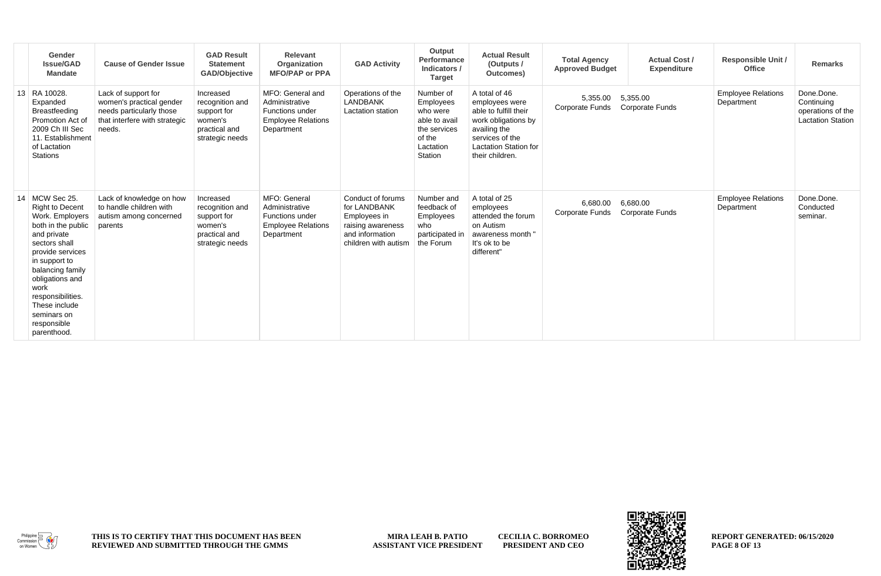| | Gender Issue/GAD Mandate | Cause of Gender Issue | GAD Result Statement GAD/Objective | Relevant Organization MFO/PAP or PPA | GAD Activity | Output Performance Indicators / Target | Actual Result (Outputs / Outcomes) | Total Agency Approved Budget | Actual Cost / Expenditure | Responsible Unit / Office | Remarks |
|---|---|---|---|---|---|---|---|---|---|---|---|
| 13 | RA 10028. Expanded Breastfeeding Promotion Act of 2009 Ch III Sec 11. Establishment of Lactation Stations | Lack of support for women's practical gender needs particularly those that interfere with strategic needs. | Increased recognition and support for women's practical and strategic needs | MFO: General and Administrative Functions under Employee Relations Department | Operations of the LANDBANK Lactation station | Number of Employees who were able to avail the services of the Lactation Station | A total of 46 employees were able to fulfill their work obligations by availing the services of the Lactation Station for their children. | 5,355.00 Corporate Funds | 5,355.00 Corporate Funds | Employee Relations Department | Done.Done. Continuing operations of the Lactation Station |
| 14 | MCW Sec 25. Right to Decent Work. Employers both in the public and private sectors shall provide services in support to balancing family obligations and work responsibilities. These include seminars on responsible parenthood. | Lack of knowledge on how to handle children with autism among concerned parents | Increased recognition and support for women's practical and strategic needs | MFO: General Administrative Functions under Employee Relations Department | Conduct of forums for LANDBANK Employees in raising awareness and information children with autism | Number and feedback of Employees who participated in the Forum | A total of 25 employees attended the forum on Autism awareness month " It's ok to be different" | 6,680.00 Corporate Funds | 6,680.00 Corporate Funds | Employee Relations Department | Done.Done. Conducted seminar. |

THIS IS TO CERTIFY THAT THIS DOCUMENT HAS BEEN REVIEWED AND SUBMITTED THROUGH THE GMMS

MIRA LEAH B. PATIO
ASSISTANT VICE PRESIDENT

CECILIA C. BORROMEO
PRESIDENT AND CEO

REPORT GENERATED: 06/15/2020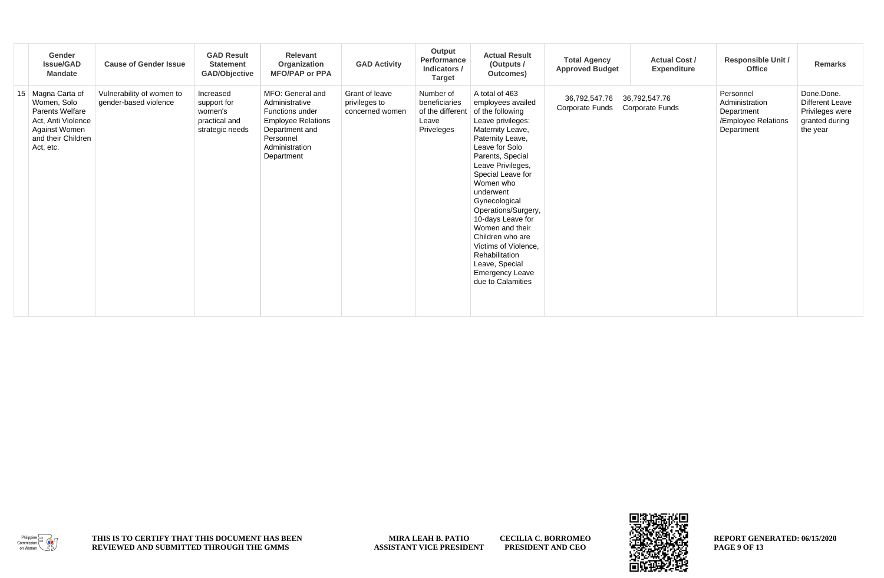| | Gender Issue/GAD Mandate | Cause of Gender Issue | GAD Result Statement GAD/Objective | Relevant Organization MFO/PAP or PPA | GAD Activity | Output Performance Indicators / Target | Actual Result (Outputs / Outcomes) | Total Agency Approved Budget | Actual Cost / Expenditure | Responsible Unit / Office | Remarks |
|---|---|---|---|---|---|---|---|---|---|---|---|
| 15 | Magna Carta of Women, Solo Parents Welfare Act, Anti Violence Against Women and their Children Act, etc. | Vulnerability of women to gender-based violence | Increased support for women's practical and strategic needs | MFO: General and Administrative Functions under Employee Relations Department and Personnel Administration Department | Grant of leave privileges to concerned women | Number of beneficiaries of the different Leave Priveleges | A total of 463 employees availed of the following Leave privileges: Maternity Leave, Paternity Leave, Leave for Solo Parents, Special Leave Privileges, Special Leave for Women who underwent Gynecological Operations/Surgery, 10-days Leave for Women and their Children who are Victims of Violence, Rehabilitation Leave, Special Emergency Leave due to Calamities | 36,792,547.76 Corporate Funds | 36,792,547.76 Corporate Funds | Personnel Administration Department /Employee Relations Department | Done.Done. Different Leave Privileges were granted during the year |

THIS IS TO CERTIFY THAT THIS DOCUMENT HAS BEEN REVIEWED AND SUBMITTED THROUGH THE GMMS

**MIRA LEAH B. PATIO**
**ASSISTANT VICE PRESIDENT**

**CECILIA C. BORROMEO**
**PRESIDENT AND CEO**

REPORT GENERATED: 06/15/2020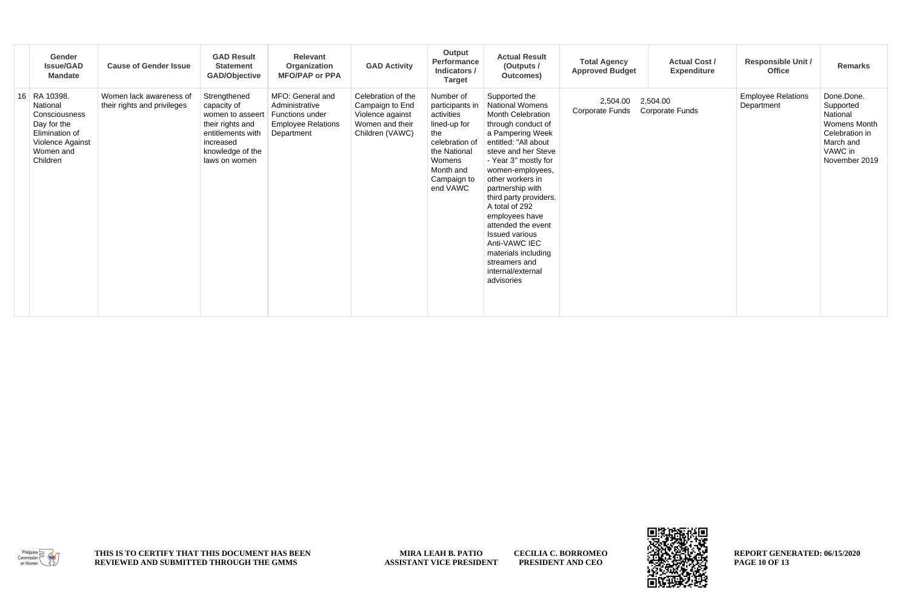| | Gender Issue/GAD Mandate | Cause of Gender Issue | GAD Result Statement GAD/Objective | Relevant Organization MFO/PAP or PPA | GAD Activity | Output Performance Indicators / Target | Actual Result (Outputs / Outcomes) | Total Agency Approved Budget | Actual Cost / Expenditure | Responsible Unit / Office | Remarks |
|---|---|---|---|---|---|---|---|---|---|---|---|
| 16 | RA 10398. National Consciousness Day for the Elimination of Violence Against Women and Children | Women lack awareness of their rights and privileges | Strengthened capacity of women to asseert their rights and entitlements with increased knowledge of the laws on women | MFO: General and Administrative Functions under Employee Relations Department | Celebration of the Campaign to End Violence against Women and their Children (VAWC) | Number of participants in activities lined-up for the celebration of the National Womens Month and Campaign to end VAWC | Supported the National Womens Month Celebration through conduct of a Pampering Week entitled: "All about steve and her Steve - Year 3" mostly for women-employees, other workers in partnership with third party providers. A total of 292 employees have attended the event Issued various Anti-VAWC IEC materials including streamers and internal/external advisories | 2,504.00 Corporate Funds | 2,504.00 Corporate Funds | Employee Relations Department | Done.Done. Supported National Womens Month Celebration in March and VAWC in November 2019 |

THIS IS TO CERTIFY THAT THIS DOCUMENT HAS BEEN REVIEWED AND SUBMITTED THROUGH THE GMMS

MIRA LEAH B. PATIO
ASSISTANT VICE PRESIDENT

CECILIA C. BORROMEO
PRESIDENT AND CEO

REPORT GENERATED: 06/15/2020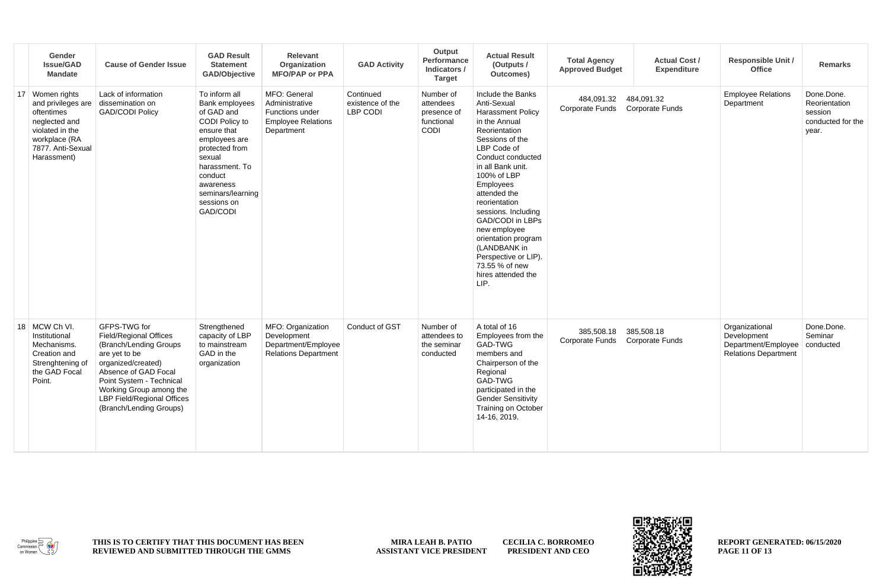| | Gender Issue/GAD Mandate | Cause of Gender Issue | GAD Result Statement GAD/Objective | Relevant Organization MFO/PAP or PPA | GAD Activity | Output Performance Indicators / Target | Actual Result (Outputs / Outcomes) | Total Agency Approved Budget | Actual Cost / Expenditure | Responsible Unit / Office | Remarks |
|---|---|---|---|---|---|---|---|---|---|---|---|
| 17 | Women rights and privileges are oftentimes neglected and violated in the workplace (RA 7877. Anti-Sexual Harassment) | Lack of information dissemination on GAD/CODI Policy | To inform all Bank employees of GAD and CODI Policy to ensure that employees are protected from sexual harassment. To conduct awareness seminars/learning sessions on GAD/CODI | MFO: General Administrative Functions under Employee Relations Department | Continued existence of the LBP CODI | Number of attendees presence of functional CODI | Include the Banks Anti-Sexual Harassment Policy in the Annual Reorientation Sessions of the LBP Code of Conduct conducted in all Bank unit. 100% of LBP Employees attended the reorientation sessions. Including GAD/CODI in LBPs new employee orientation program (LANDBANK in Perspective or LIP). 73.55 % of new hires attended the LIP. | 484,091.32 Corporate Funds | 484,091.32 Corporate Funds | Employee Relations Department | Done.Done. Reorientation session conducted for the year. |
| 18 | MCW Ch VI. Institutional Mechanisms. Creation and Strenghtening of the GAD Focal Point. | GFPS-TWG for Field/Regional Offices (Branch/Lending Groups are yet to be organized/created) Absence of GAD Focal Point System - Technical Working Group among the LBP Field/Regional Offices (Branch/Lending Groups) | Strengthened capacity of LBP to mainstream GAD in the organization | MFO: Organization Development Department/Employee Relations Department | Conduct of GST | Number of attendees to the seminar conducted | A total of 16 Employees from the GAD-TWG members and Chairperson of the Regional GAD-TWG participated in the Gender Sensitivity Training on October 14-16, 2019. | 385,508.18 Corporate Funds | 385,508.18 Corporate Funds | Organizational Development Department/Employee Relations Department | Done.Done. Seminar conducted |

THIS IS TO CERTIFY THAT THIS DOCUMENT HAS BEEN REVIEWED AND SUBMITTED THROUGH THE GMMS

MIRA LEAH B. PATIO
ASSISTANT VICE PRESIDENT

CECILIA C. BORROMEO
PRESIDENT AND CEO

REPORT GENERATED: 06/15/2020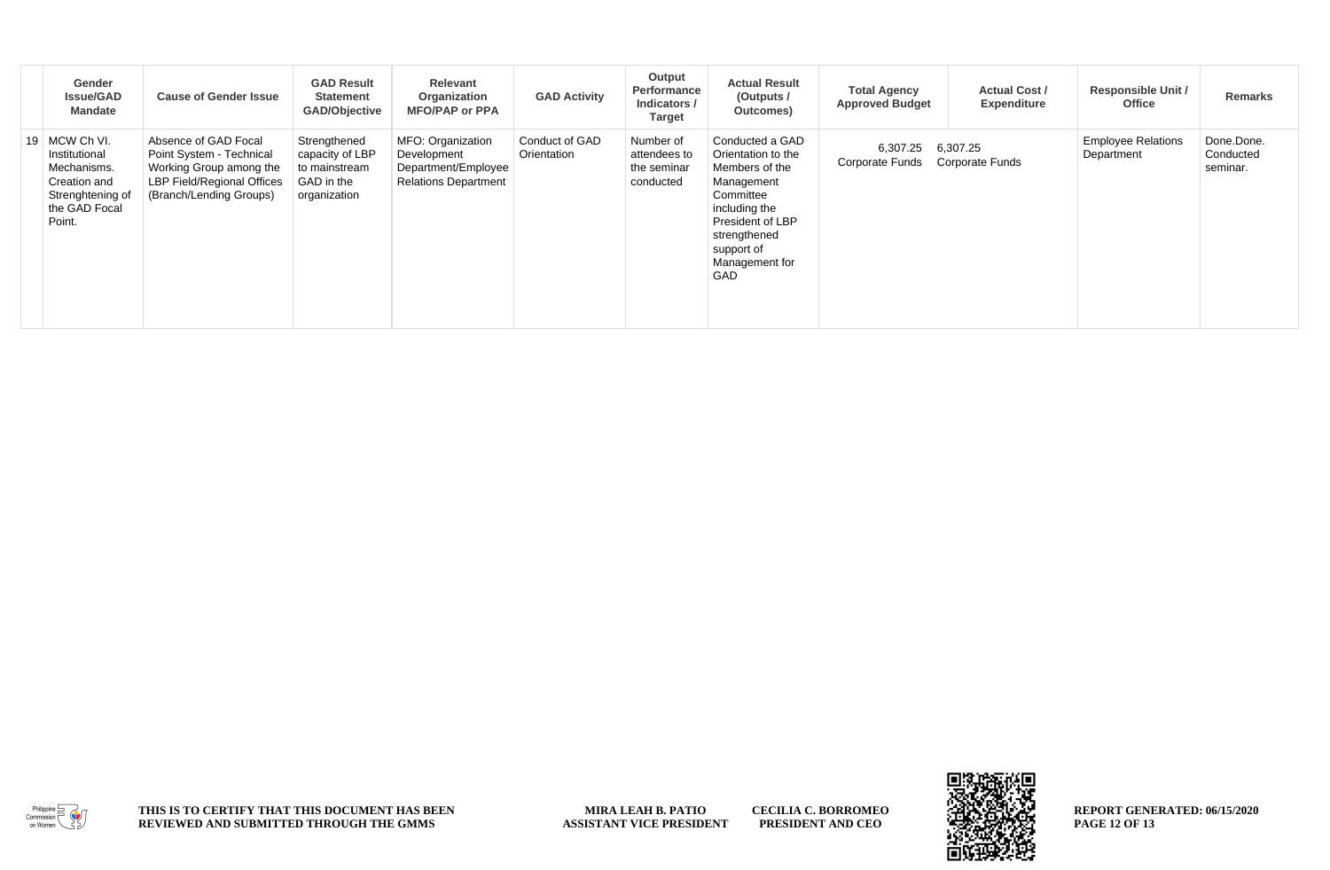| | Gender Issue/GAD Mandate | Cause of Gender Issue | GAD Result Statement GAD/Objective | Relevant Organization MFO/PAP or PPA | GAD Activity | Output Performance Indicators / Target | Actual Result (Outputs / Outcomes) | Total Agency Approved Budget | Actual Cost / Expenditure | Responsible Unit / Office | Remarks |
|---|---|---|---|---|---|---|---|---|---|---|---|
| 19 | MCW Ch VI. Institutional Mechanisms. Creation and Strenghtening of the GAD Focal Point. | Absence of GAD Focal Point System - Technical Working Group among the LBP Field/Regional Offices (Branch/Lending Groups) | Strengthened capacity of LBP to mainstream GAD in the organization | MFO: Organization Development Department/Employee Relations Department | Conduct of GAD Orientation | Number of attendees to the seminar conducted | Conducted a GAD Orientation to the Members of the Management Committee including the President of LBP strengthened support of Management for GAD | 6,307.25 Corporate Funds | 6,307.25 Corporate Funds | Employee Relations Department | Done.Done. Conducted seminar. |

THIS IS TO CERTIFY THAT THIS DOCUMENT HAS BEEN REVIEWED AND SUBMITTED THROUGH THE GMMS

MIRA LEAH B. PATIO
ASSISTANT VICE PRESIDENT

CECILIA C. BORROMEO
PRESIDENT AND CEO

REPORT GENERATED: 06/15/2020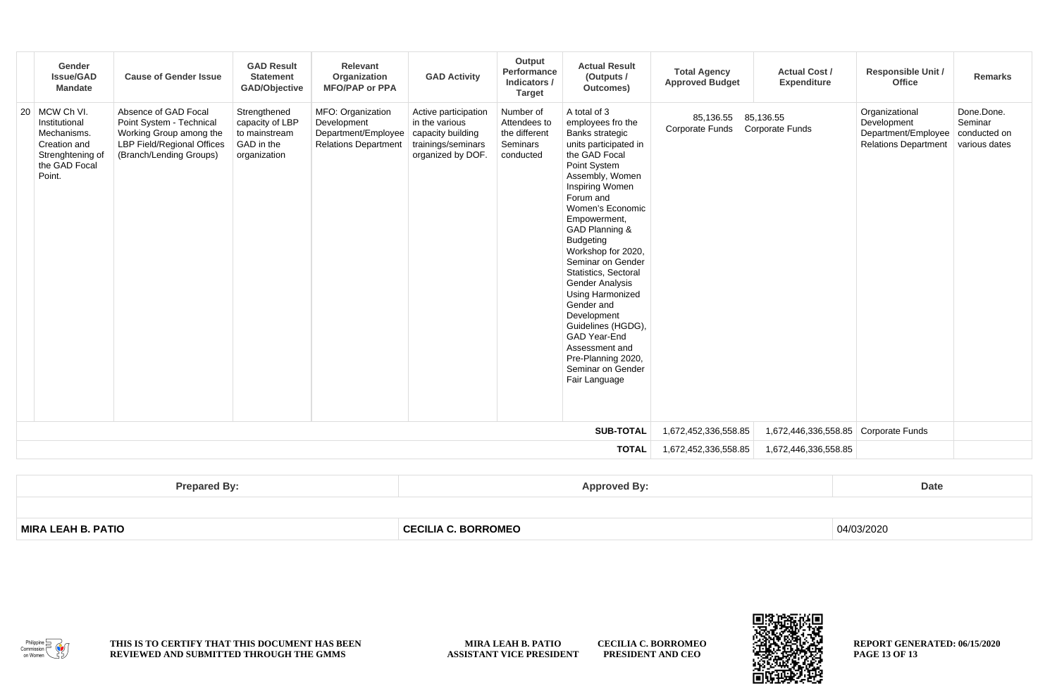| | Gender Issue/GAD Mandate | Cause of Gender Issue | GAD Result Statement GAD/Objective | Relevant Organization MFO/PAP or PPA | GAD Activity | Output Performance Indicators / Target | Actual Result (Outputs / Outcomes) | Total Agency Approved Budget | Actual Cost / Expenditure | Responsible Unit / Office | Remarks |
|---|---|---|---|---|---|---|---|---|---|---|---|
| 20 | MCW Ch VI. Institutional Mechanisms. Creation and Strenghtening of the GAD Focal Point. | Absence of GAD Focal Point System - Technical Working Group among the LBP Field/Regional Offices (Branch/Lending Groups) | Strengthened capacity of LBP to mainstream GAD in the organization | MFO: Organization Development Department/Employee Relations Department | Active participation in the various capacity building trainings/seminars organized by DOF. | Number of Attendees to the different Seminars conducted | A total of 3 employees fro the Banks strategic units participated in the GAD Focal Point System Assembly, Women Inspiring Women Forum and Women's Economic Empowerment, GAD Planning & Budgeting Workshop for 2020, Seminar on Gender Statistics, Sectoral Gender Analysis Using Harmonized Gender and Development Guidelines (HGDG), GAD Year-End Assessment and Pre-Planning 2020, Seminar on Gender Fair Language | 85,136.55 Corporate Funds | 85,136.55 Corporate Funds | Organizational Development Department/Employee Relations Department | Done.Done. Seminar conducted on various dates |
| | | | | | | | **SUB-TOTAL** | 1,672,452,336,558.85 | 1,672,446,336,558.85 | Corporate Funds | |
| | | | | | | | **TOTAL** | 1,672,452,336,558.85 | 1,672,446,336,558.85 | | |

| Prepared By: | Approved By: | Date |
|---|---|---|
| | | |
| **MIRA LEAH B. PATIO** | **CECILIA C. BORROMEO** | 04/03/2020 |

**THIS IS TO CERTIFY THAT THIS DOCUMENT HAS BEEN REVIEWED AND SUBMITTED THROUGH THE GMMS**

**MIRA LEAH B. PATIO**
**ASSISTANT VICE PRESIDENT**

**CECILIA C. BORROMEO**
**PRESIDENT AND CEO**

**REPORT GENERATED: 06/15/2020**